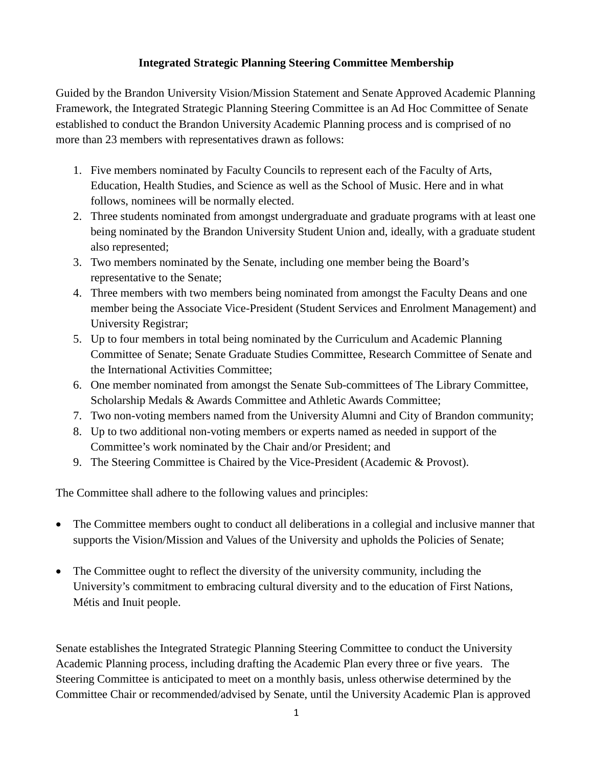# Integrated Strategic Planning Steering Committee Membership

Guided by the Brandon University Vision/Mission Statement and Senate Approved Academic Planning Framework, the Integrated Strategic Planning Steering Committee is an Ad Hoc Committee of Senate established to conduct the Brandon University Academic Planning process and is comprised of no more than 23 members with representatives drawn as follows:

1. Five members nominated by Faculty Councils to represent each of the Faculty of Arts, Education, Health Studies, and Science as well as the School of Music. Here and in what follows, nominees will be normally elected.
2. Three students nominated from amongst undergraduate and graduate programs with at least one being nominated by the Brandon University Student Union and, ideally, with a graduate student also represented;
3. Two members nominated by the Senate, including one member being the Board's representative to the Senate;
4. Three members with two members being nominated from amongst the Faculty Deans and one member being the Associate Vice-President (Student Services and Enrolment Management) and University Registrar;
5. Up to four members in total being nominated by the Curriculum and Academic Planning Committee of Senate; Senate Graduate Studies Committee, Research Committee of Senate and the International Activities Committee;
6. One member nominated from amongst the Senate Sub-committees of The Library Committee, Scholarship Medals & Awards Committee and Athletic Awards Committee;
7. Two non-voting members named from the University Alumni and City of Brandon community;
8. Up to two additional non-voting members or experts named as needed in support of the Committee's work nominated by the Chair and/or President; and
9. The Steering Committee is Chaired by the Vice-President (Academic & Provost).

The Committee shall adhere to the following values and principles:

- The Committee members ought to conduct all deliberations in a collegial and inclusive manner that supports the Vision/Mission and Values of the University and upholds the Policies of Senate;

- The Committee ought to reflect the diversity of the university community, including the University's commitment to embracing cultural diversity and to the education of First Nations, Métis and Inuit people.

Senate establishes the Integrated Strategic Planning Steering Committee to conduct the University Academic Planning process, including drafting the Academic Plan every three or five years. The Steering Committee is anticipated to meet on a monthly basis, unless otherwise determined by the Committee Chair or recommended/advised by Senate, until the University Academic Plan is approved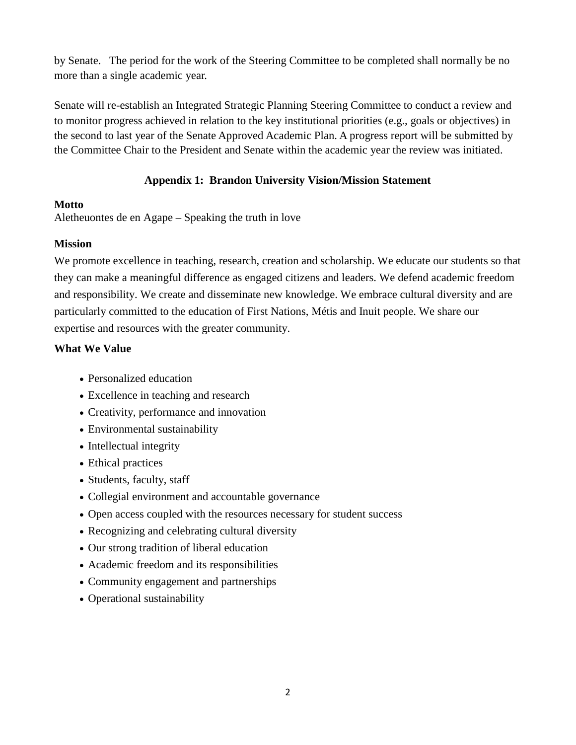by Senate. The period for the work of the Steering Committee to be completed shall normally be no more than a single academic year.

Senate will re-establish an Integrated Strategic Planning Steering Committee to conduct a review and to monitor progress achieved in relation to the key institutional priorities (e.g., goals or objectives) in the second to last year of the Senate Approved Academic Plan. A progress report will be submitted by the Committee Chair to the President and Senate within the academic year the review was initiated.

## Appendix 1: Brandon University Vision/Mission Statement

**Motto**

Aletheuontes de en Agape – Speaking the truth in love

**Mission**

We promote excellence in teaching, research, creation and scholarship. We educate our students so that they can make a meaningful difference as engaged citizens and leaders. We defend academic freedom and responsibility. We create and disseminate new knowledge. We embrace cultural diversity and are particularly committed to the education of First Nations, Métis and Inuit people. We share our expertise and resources with the greater community.

**What We Value**

- Personalized education
- Excellence in teaching and research
- Creativity, performance and innovation
- Environmental sustainability
- Intellectual integrity
- Ethical practices
- Students, faculty, staff
- Collegial environment and accountable governance
- Open access coupled with the resources necessary for student success
- Recognizing and celebrating cultural diversity
- Our strong tradition of liberal education
- Academic freedom and its responsibilities
- Community engagement and partnerships
- Operational sustainability